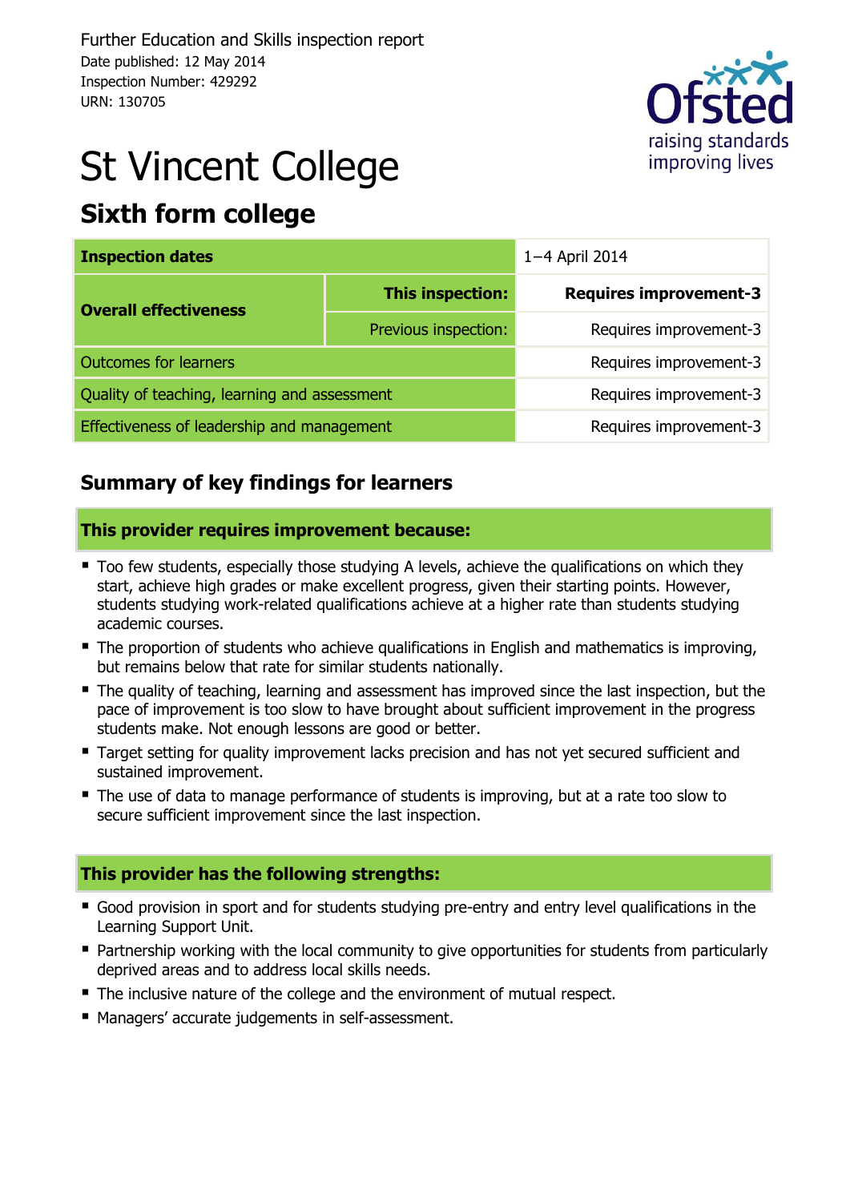Further Education and Skills inspection report
Date published: 12 May 2014
Inspection Number: 429292
URN: 130705

# St Vincent College

## Sixth form college

| Inspection dates | | 1–4 April 2014 |
|---|---|---|
| Overall effectiveness | **This inspection:** | **Requires improvement-3** |
| | Previous inspection: | Requires improvement-3 |
| Outcomes for learners | | Requires improvement-3 |
| Quality of teaching, learning and assessment | | Requires improvement-3 |
| Effectiveness of leadership and management | | Requires improvement-3 |

## Summary of key findings for learners

### This provider requires improvement because:

- Too few students, especially those studying A levels, achieve the qualifications on which they start, achieve high grades or make excellent progress, given their starting points. However, students studying work-related qualifications achieve at a higher rate than students studying academic courses.
- The proportion of students who achieve qualifications in English and mathematics is improving, but remains below that rate for similar students nationally.
- The quality of teaching, learning and assessment has improved since the last inspection, but the pace of improvement is too slow to have brought about sufficient improvement in the progress students make. Not enough lessons are good or better.
- Target setting for quality improvement lacks precision and has not yet secured sufficient and sustained improvement.
- The use of data to manage performance of students is improving, but at a rate too slow to secure sufficient improvement since the last inspection.

### This provider has the following strengths:

- Good provision in sport and for students studying pre-entry and entry level qualifications in the Learning Support Unit.
- Partnership working with the local community to give opportunities for students from particularly deprived areas and to address local skills needs.
- The inclusive nature of the college and the environment of mutual respect.
- Managers' accurate judgements in self-assessment.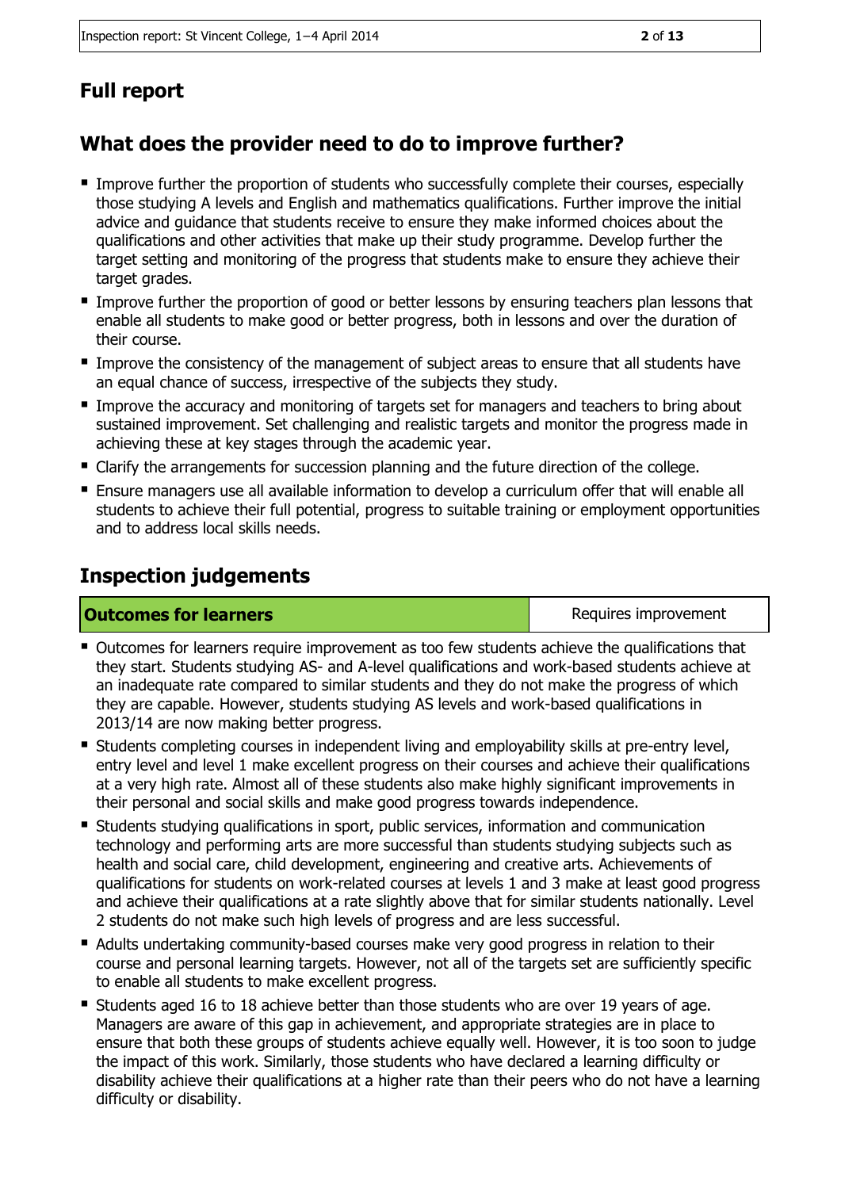## Full report

## What does the provider need to do to improve further?

- Improve further the proportion of students who successfully complete their courses, especially those studying A levels and English and mathematics qualifications. Further improve the initial advice and guidance that students receive to ensure they make informed choices about the qualifications and other activities that make up their study programme. Develop further the target setting and monitoring of the progress that students make to ensure they achieve their target grades.
- Improve further the proportion of good or better lessons by ensuring teachers plan lessons that enable all students to make good or better progress, both in lessons and over the duration of their course.
- Improve the consistency of the management of subject areas to ensure that all students have an equal chance of success, irrespective of the subjects they study.
- Improve the accuracy and monitoring of targets set for managers and teachers to bring about sustained improvement. Set challenging and realistic targets and monitor the progress made in achieving these at key stages through the academic year.
- Clarify the arrangements for succession planning and the future direction of the college.
- Ensure managers use all available information to develop a curriculum offer that will enable all students to achieve their full potential, progress to suitable training or employment opportunities and to address local skills needs.

## Inspection judgements

| **Outcomes for learners** | Requires improvement |
|---|---|

- Outcomes for learners require improvement as too few students achieve the qualifications that they start. Students studying AS- and A-level qualifications and work-based students achieve at an inadequate rate compared to similar students and they do not make the progress of which they are capable. However, students studying AS levels and work-based qualifications in 2013/14 are now making better progress.
- Students completing courses in independent living and employability skills at pre-entry level, entry level and level 1 make excellent progress on their courses and achieve their qualifications at a very high rate. Almost all of these students also make highly significant improvements in their personal and social skills and make good progress towards independence.
- Students studying qualifications in sport, public services, information and communication technology and performing arts are more successful than students studying subjects such as health and social care, child development, engineering and creative arts. Achievements of qualifications for students on work-related courses at levels 1 and 3 make at least good progress and achieve their qualifications at a rate slightly above that for similar students nationally. Level 2 students do not make such high levels of progress and are less successful.
- Adults undertaking community-based courses make very good progress in relation to their course and personal learning targets. However, not all of the targets set are sufficiently specific to enable all students to make excellent progress.
- Students aged 16 to 18 achieve better than those students who are over 19 years of age. Managers are aware of this gap in achievement, and appropriate strategies are in place to ensure that both these groups of students achieve equally well. However, it is too soon to judge the impact of this work. Similarly, those students who have declared a learning difficulty or disability achieve their qualifications at a higher rate than their peers who do not have a learning difficulty or disability.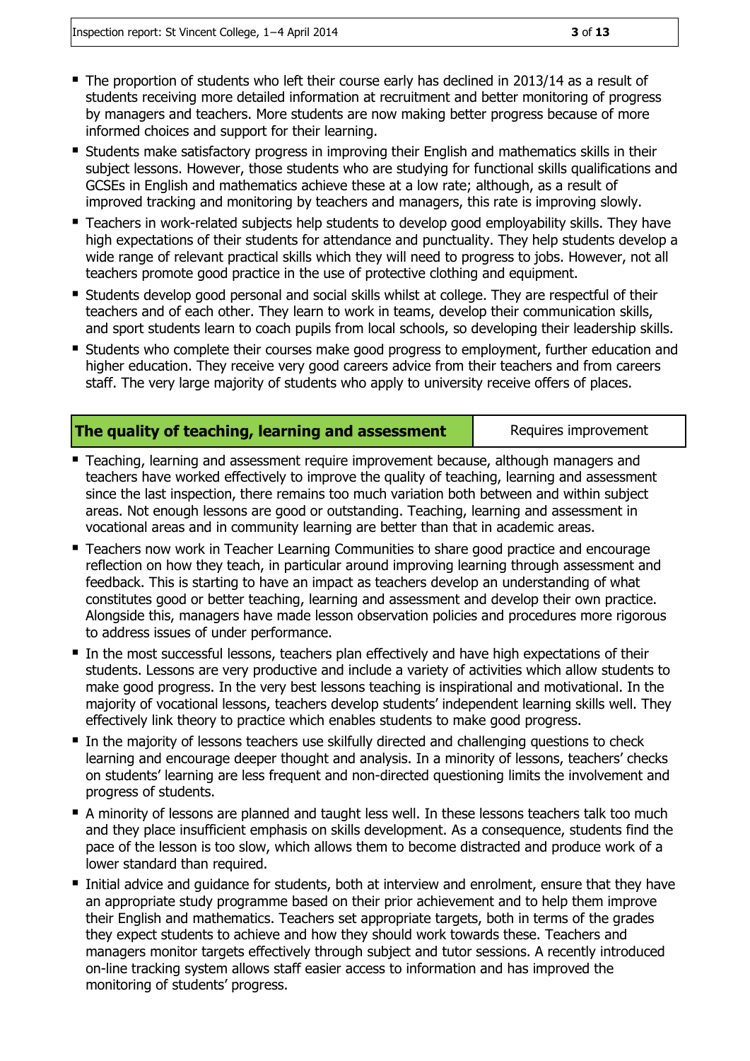- The proportion of students who left their course early has declined in 2013/14 as a result of students receiving more detailed information at recruitment and better monitoring of progress by managers and teachers. More students are now making better progress because of more informed choices and support for their learning.
- Students make satisfactory progress in improving their English and mathematics skills in their subject lessons. However, those students who are studying for functional skills qualifications and GCSEs in English and mathematics achieve these at a low rate; although, as a result of improved tracking and monitoring by teachers and managers, this rate is improving slowly.
- Teachers in work-related subjects help students to develop good employability skills. They have high expectations of their students for attendance and punctuality. They help students develop a wide range of relevant practical skills which they will need to progress to jobs. However, not all teachers promote good practice in the use of protective clothing and equipment.
- Students develop good personal and social skills whilst at college. They are respectful of their teachers and of each other. They learn to work in teams, develop their communication skills, and sport students learn to coach pupils from local schools, so developing their leadership skills.
- Students who complete their courses make good progress to employment, further education and higher education. They receive very good careers advice from their teachers and from careers staff. The very large majority of students who apply to university receive offers of places.

| **The quality of teaching, learning and assessment** | Requires improvement |
| --- | --- |

- Teaching, learning and assessment require improvement because, although managers and teachers have worked effectively to improve the quality of teaching, learning and assessment since the last inspection, there remains too much variation both between and within subject areas. Not enough lessons are good or outstanding. Teaching, learning and assessment in vocational areas and in community learning are better than that in academic areas.
- Teachers now work in Teacher Learning Communities to share good practice and encourage reflection on how they teach, in particular around improving learning through assessment and feedback. This is starting to have an impact as teachers develop an understanding of what constitutes good or better teaching, learning and assessment and develop their own practice. Alongside this, managers have made lesson observation policies and procedures more rigorous to address issues of under performance.
- In the most successful lessons, teachers plan effectively and have high expectations of their students. Lessons are very productive and include a variety of activities which allow students to make good progress. In the very best lessons teaching is inspirational and motivational. In the majority of vocational lessons, teachers develop students' independent learning skills well. They effectively link theory to practice which enables students to make good progress.
- In the majority of lessons teachers use skilfully directed and challenging questions to check learning and encourage deeper thought and analysis. In a minority of lessons, teachers' checks on students' learning are less frequent and non-directed questioning limits the involvement and progress of students.
- A minority of lessons are planned and taught less well. In these lessons teachers talk too much and they place insufficient emphasis on skills development. As a consequence, students find the pace of the lesson is too slow, which allows them to become distracted and produce work of a lower standard than required.
- Initial advice and guidance for students, both at interview and enrolment, ensure that they have an appropriate study programme based on their prior achievement and to help them improve their English and mathematics. Teachers set appropriate targets, both in terms of the grades they expect students to achieve and how they should work towards these. Teachers and managers monitor targets effectively through subject and tutor sessions. A recently introduced on-line tracking system allows staff easier access to information and has improved the monitoring of students' progress.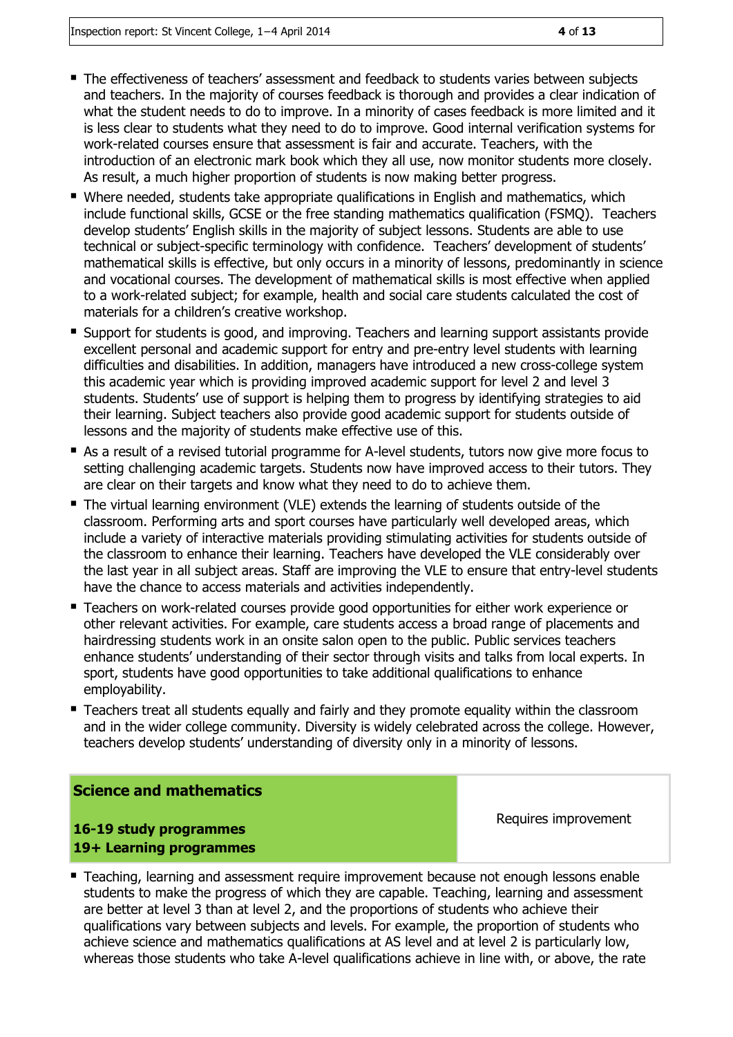- The effectiveness of teachers' assessment and feedback to students varies between subjects and teachers. In the majority of courses feedback is thorough and provides a clear indication of what the student needs to do to improve. In a minority of cases feedback is more limited and it is less clear to students what they need to do to improve. Good internal verification systems for work-related courses ensure that assessment is fair and accurate. Teachers, with the introduction of an electronic mark book which they all use, now monitor students more closely. As result, a much higher proportion of students is now making better progress.
- Where needed, students take appropriate qualifications in English and mathematics, which include functional skills, GCSE or the free standing mathematics qualification (FSMQ). Teachers develop students' English skills in the majority of subject lessons. Students are able to use technical or subject-specific terminology with confidence. Teachers' development of students' mathematical skills is effective, but only occurs in a minority of lessons, predominantly in science and vocational courses. The development of mathematical skills is most effective when applied to a work-related subject; for example, health and social care students calculated the cost of materials for a children's creative workshop.
- Support for students is good, and improving. Teachers and learning support assistants provide excellent personal and academic support for entry and pre-entry level students with learning difficulties and disabilities. In addition, managers have introduced a new cross-college system this academic year which is providing improved academic support for level 2 and level 3 students. Students' use of support is helping them to progress by identifying strategies to aid their learning. Subject teachers also provide good academic support for students outside of lessons and the majority of students make effective use of this.
- As a result of a revised tutorial programme for A-level students, tutors now give more focus to setting challenging academic targets. Students now have improved access to their tutors. They are clear on their targets and know what they need to do to achieve them.
- The virtual learning environment (VLE) extends the learning of students outside of the classroom. Performing arts and sport courses have particularly well developed areas, which include a variety of interactive materials providing stimulating activities for students outside of the classroom to enhance their learning. Teachers have developed the VLE considerably over the last year in all subject areas. Staff are improving the VLE to ensure that entry-level students have the chance to access materials and activities independently.
- Teachers on work-related courses provide good opportunities for either work experience or other relevant activities. For example, care students access a broad range of placements and hairdressing students work in an onsite salon open to the public. Public services teachers enhance students' understanding of their sector through visits and talks from local experts. In sport, students have good opportunities to take additional qualifications to enhance employability.
- Teachers treat all students equally and fairly and they promote equality within the classroom and in the wider college community. Diversity is widely celebrated across the college. However, teachers develop students' understanding of diversity only in a minority of lessons.

| **Science and mathematics**<br><br>**16-19 study programmes**<br>**19+ Learning programmes** | Requires improvement |
|---|---|

- Teaching, learning and assessment require improvement because not enough lessons enable students to make the progress of which they are capable. Teaching, learning and assessment are better at level 3 than at level 2, and the proportions of students who achieve their qualifications vary between subjects and levels. For example, the proportion of students who achieve science and mathematics qualifications at AS level and at level 2 is particularly low, whereas those students who take A-level qualifications achieve in line with, or above, the rate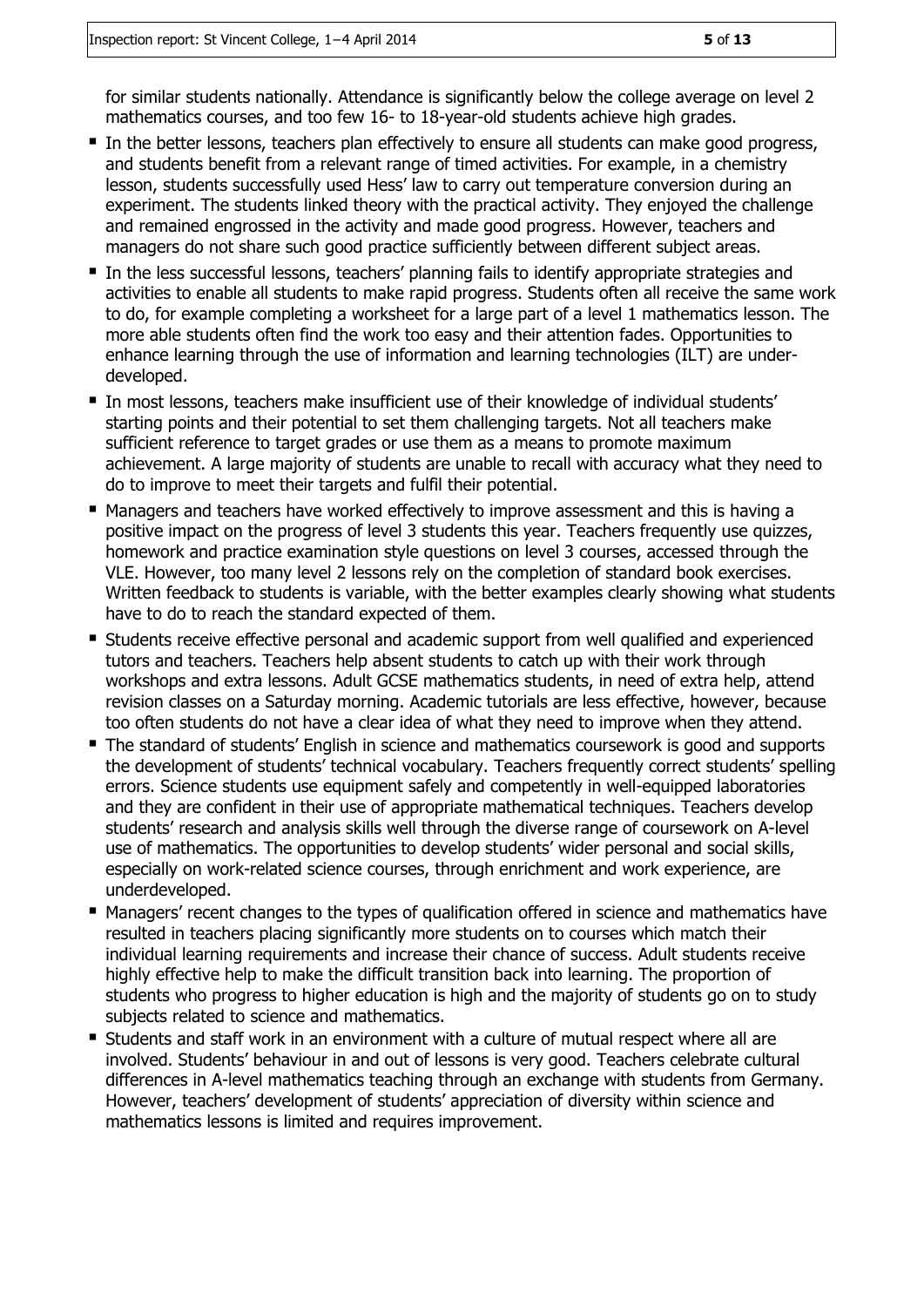for similar students nationally. Attendance is significantly below the college average on level 2 mathematics courses, and too few 16- to 18-year-old students achieve high grades.

- In the better lessons, teachers plan effectively to ensure all students can make good progress, and students benefit from a relevant range of timed activities. For example, in a chemistry lesson, students successfully used Hess' law to carry out temperature conversion during an experiment. The students linked theory with the practical activity. They enjoyed the challenge and remained engrossed in the activity and made good progress. However, teachers and managers do not share such good practice sufficiently between different subject areas.
- In the less successful lessons, teachers' planning fails to identify appropriate strategies and activities to enable all students to make rapid progress. Students often all receive the same work to do, for example completing a worksheet for a large part of a level 1 mathematics lesson. The more able students often find the work too easy and their attention fades. Opportunities to enhance learning through the use of information and learning technologies (ILT) are under-developed.
- In most lessons, teachers make insufficient use of their knowledge of individual students' starting points and their potential to set them challenging targets. Not all teachers make sufficient reference to target grades or use them as a means to promote maximum achievement. A large majority of students are unable to recall with accuracy what they need to do to improve to meet their targets and fulfil their potential.
- Managers and teachers have worked effectively to improve assessment and this is having a positive impact on the progress of level 3 students this year. Teachers frequently use quizzes, homework and practice examination style questions on level 3 courses, accessed through the VLE. However, too many level 2 lessons rely on the completion of standard book exercises. Written feedback to students is variable, with the better examples clearly showing what students have to do to reach the standard expected of them.
- Students receive effective personal and academic support from well qualified and experienced tutors and teachers. Teachers help absent students to catch up with their work through workshops and extra lessons. Adult GCSE mathematics students, in need of extra help, attend revision classes on a Saturday morning. Academic tutorials are less effective, however, because too often students do not have a clear idea of what they need to improve when they attend.
- The standard of students' English in science and mathematics coursework is good and supports the development of students' technical vocabulary. Teachers frequently correct students' spelling errors. Science students use equipment safely and competently in well-equipped laboratories and they are confident in their use of appropriate mathematical techniques. Teachers develop students' research and analysis skills well through the diverse range of coursework on A-level use of mathematics. The opportunities to develop students' wider personal and social skills, especially on work-related science courses, through enrichment and work experience, are underdeveloped.
- Managers' recent changes to the types of qualification offered in science and mathematics have resulted in teachers placing significantly more students on to courses which match their individual learning requirements and increase their chance of success. Adult students receive highly effective help to make the difficult transition back into learning. The proportion of students who progress to higher education is high and the majority of students go on to study subjects related to science and mathematics.
- Students and staff work in an environment with a culture of mutual respect where all are involved. Students' behaviour in and out of lessons is very good. Teachers celebrate cultural differences in A-level mathematics teaching through an exchange with students from Germany. However, teachers' development of students' appreciation of diversity within science and mathematics lessons is limited and requires improvement.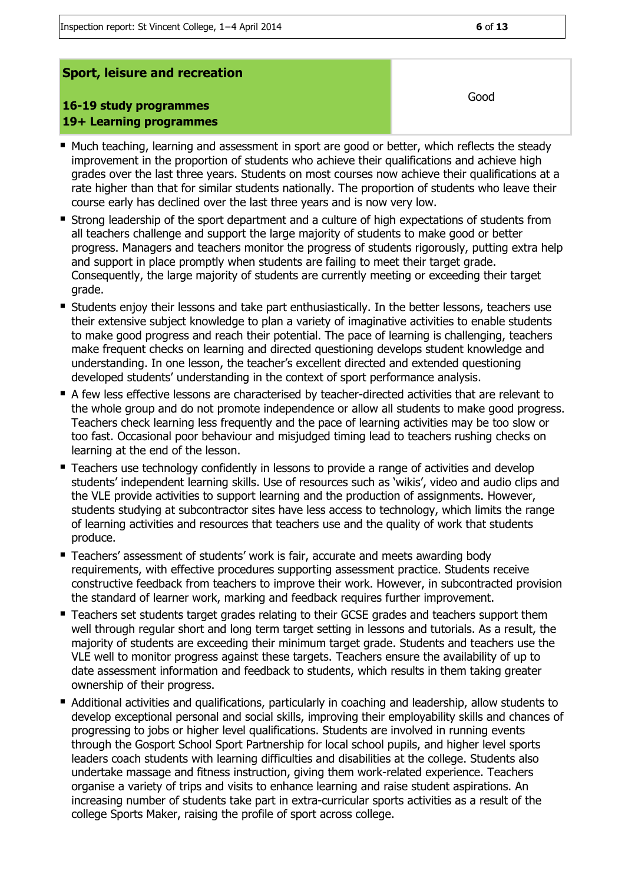| **Sport, leisure and recreation**<br><br>**16-19 study programmes**<br>**19+ Learning programmes** | Good |
|---|---|

- Much teaching, learning and assessment in sport are good or better, which reflects the steady improvement in the proportion of students who achieve their qualifications and achieve high grades over the last three years. Students on most courses now achieve their qualifications at a rate higher than that for similar students nationally. The proportion of students who leave their course early has declined over the last three years and is now very low.
- Strong leadership of the sport department and a culture of high expectations of students from all teachers challenge and support the large majority of students to make good or better progress. Managers and teachers monitor the progress of students rigorously, putting extra help and support in place promptly when students are failing to meet their target grade. Consequently, the large majority of students are currently meeting or exceeding their target grade.
- Students enjoy their lessons and take part enthusiastically. In the better lessons, teachers use their extensive subject knowledge to plan a variety of imaginative activities to enable students to make good progress and reach their potential. The pace of learning is challenging, teachers make frequent checks on learning and directed questioning develops student knowledge and understanding. In one lesson, the teacher's excellent directed and extended questioning developed students' understanding in the context of sport performance analysis.
- A few less effective lessons are characterised by teacher-directed activities that are relevant to the whole group and do not promote independence or allow all students to make good progress. Teachers check learning less frequently and the pace of learning activities may be too slow or too fast. Occasional poor behaviour and misjudged timing lead to teachers rushing checks on learning at the end of the lesson.
- Teachers use technology confidently in lessons to provide a range of activities and develop students' independent learning skills. Use of resources such as 'wikis', video and audio clips and the VLE provide activities to support learning and the production of assignments. However, students studying at subcontractor sites have less access to technology, which limits the range of learning activities and resources that teachers use and the quality of work that students produce.
- Teachers' assessment of students' work is fair, accurate and meets awarding body requirements, with effective procedures supporting assessment practice. Students receive constructive feedback from teachers to improve their work. However, in subcontracted provision the standard of learner work, marking and feedback requires further improvement.
- Teachers set students target grades relating to their GCSE grades and teachers support them well through regular short and long term target setting in lessons and tutorials. As a result, the majority of students are exceeding their minimum target grade. Students and teachers use the VLE well to monitor progress against these targets. Teachers ensure the availability of up to date assessment information and feedback to students, which results in them taking greater ownership of their progress.
- Additional activities and qualifications, particularly in coaching and leadership, allow students to develop exceptional personal and social skills, improving their employability skills and chances of progressing to jobs or higher level qualifications. Students are involved in running events through the Gosport School Sport Partnership for local school pupils, and higher level sports leaders coach students with learning difficulties and disabilities at the college. Students also undertake massage and fitness instruction, giving them work-related experience. Teachers organise a variety of trips and visits to enhance learning and raise student aspirations. An increasing number of students take part in extra-curricular sports activities as a result of the college Sports Maker, raising the profile of sport across college.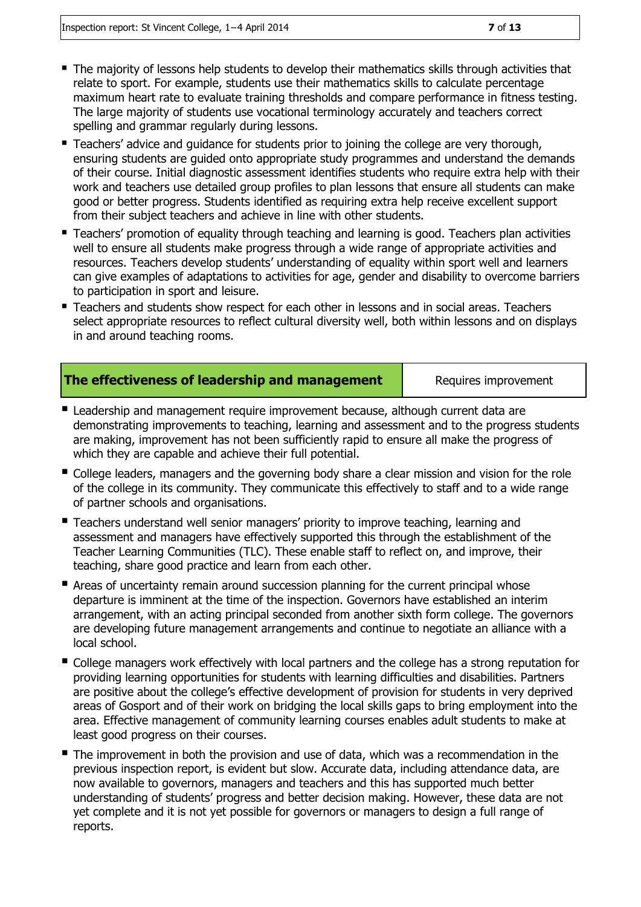- The majority of lessons help students to develop their mathematics skills through activities that relate to sport. For example, students use their mathematics skills to calculate percentage maximum heart rate to evaluate training thresholds and compare performance in fitness testing. The large majority of students use vocational terminology accurately and teachers correct spelling and grammar regularly during lessons.
- Teachers' advice and guidance for students prior to joining the college are very thorough, ensuring students are guided onto appropriate study programmes and understand the demands of their course. Initial diagnostic assessment identifies students who require extra help with their work and teachers use detailed group profiles to plan lessons that ensure all students can make good or better progress. Students identified as requiring extra help receive excellent support from their subject teachers and achieve in line with other students.
- Teachers' promotion of equality through teaching and learning is good. Teachers plan activities well to ensure all students make progress through a wide range of appropriate activities and resources. Teachers develop students' understanding of equality within sport well and learners can give examples of adaptations to activities for age, gender and disability to overcome barriers to participation in sport and leisure.
- Teachers and students show respect for each other in lessons and in social areas. Teachers select appropriate resources to reflect cultural diversity well, both within lessons and on displays in and around teaching rooms.

| **The effectiveness of leadership and management** | Requires improvement |
|---|---|

- Leadership and management require improvement because, although current data are demonstrating improvements to teaching, learning and assessment and to the progress students are making, improvement has not been sufficiently rapid to ensure all make the progress of which they are capable and achieve their full potential.
- College leaders, managers and the governing body share a clear mission and vision for the role of the college in its community. They communicate this effectively to staff and to a wide range of partner schools and organisations.
- Teachers understand well senior managers' priority to improve teaching, learning and assessment and managers have effectively supported this through the establishment of the Teacher Learning Communities (TLC). These enable staff to reflect on, and improve, their teaching, share good practice and learn from each other.
- Areas of uncertainty remain around succession planning for the current principal whose departure is imminent at the time of the inspection. Governors have established an interim arrangement, with an acting principal seconded from another sixth form college. The governors are developing future management arrangements and continue to negotiate an alliance with a local school.
- College managers work effectively with local partners and the college has a strong reputation for providing learning opportunities for students with learning difficulties and disabilities. Partners are positive about the college's effective development of provision for students in very deprived areas of Gosport and of their work on bridging the local skills gaps to bring employment into the area. Effective management of community learning courses enables adult students to make at least good progress on their courses.
- The improvement in both the provision and use of data, which was a recommendation in the previous inspection report, is evident but slow. Accurate data, including attendance data, are now available to governors, managers and teachers and this has supported much better understanding of students' progress and better decision making. However, these data are not yet complete and it is not yet possible for governors or managers to design a full range of reports.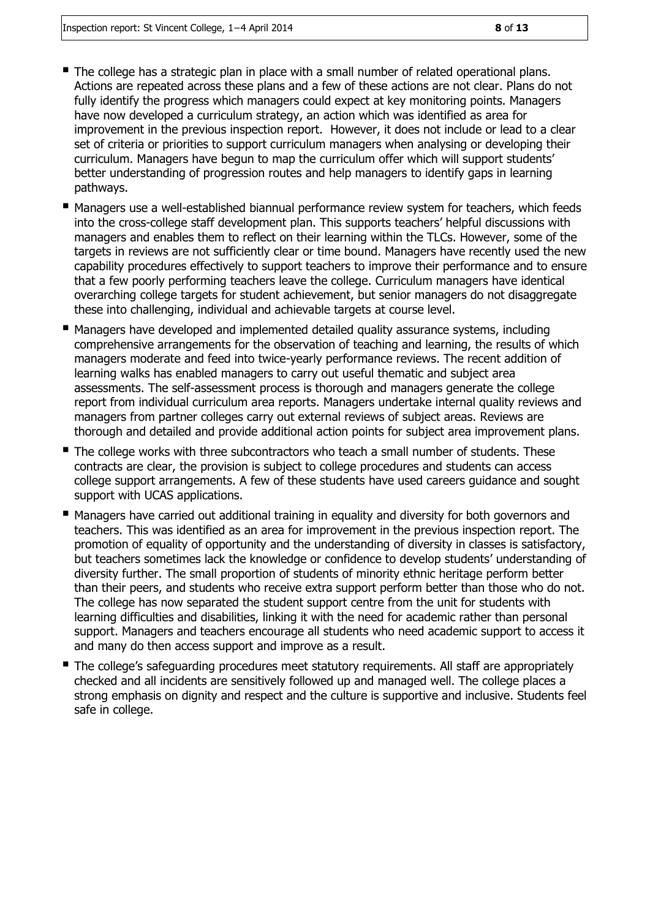- The college has a strategic plan in place with a small number of related operational plans. Actions are repeated across these plans and a few of these actions are not clear. Plans do not fully identify the progress which managers could expect at key monitoring points. Managers have now developed a curriculum strategy, an action which was identified as area for improvement in the previous inspection report. However, it does not include or lead to a clear set of criteria or priorities to support curriculum managers when analysing or developing their curriculum. Managers have begun to map the curriculum offer which will support students' better understanding of progression routes and help managers to identify gaps in learning pathways.
- Managers use a well-established biannual performance review system for teachers, which feeds into the cross-college staff development plan. This supports teachers' helpful discussions with managers and enables them to reflect on their learning within the TLCs. However, some of the targets in reviews are not sufficiently clear or time bound. Managers have recently used the new capability procedures effectively to support teachers to improve their performance and to ensure that a few poorly performing teachers leave the college. Curriculum managers have identical overarching college targets for student achievement, but senior managers do not disaggregate these into challenging, individual and achievable targets at course level.
- Managers have developed and implemented detailed quality assurance systems, including comprehensive arrangements for the observation of teaching and learning, the results of which managers moderate and feed into twice-yearly performance reviews. The recent addition of learning walks has enabled managers to carry out useful thematic and subject area assessments. The self-assessment process is thorough and managers generate the college report from individual curriculum area reports. Managers undertake internal quality reviews and managers from partner colleges carry out external reviews of subject areas. Reviews are thorough and detailed and provide additional action points for subject area improvement plans.
- The college works with three subcontractors who teach a small number of students. These contracts are clear, the provision is subject to college procedures and students can access college support arrangements. A few of these students have used careers guidance and sought support with UCAS applications.
- Managers have carried out additional training in equality and diversity for both governors and teachers. This was identified as an area for improvement in the previous inspection report. The promotion of equality of opportunity and the understanding of diversity in classes is satisfactory, but teachers sometimes lack the knowledge or confidence to develop students' understanding of diversity further. The small proportion of students of minority ethnic heritage perform better than their peers, and students who receive extra support perform better than those who do not. The college has now separated the student support centre from the unit for students with learning difficulties and disabilities, linking it with the need for academic rather than personal support. Managers and teachers encourage all students who need academic support to access it and many do then access support and improve as a result.
- The college's safeguarding procedures meet statutory requirements. All staff are appropriately checked and all incidents are sensitively followed up and managed well. The college places a strong emphasis on dignity and respect and the culture is supportive and inclusive. Students feel safe in college.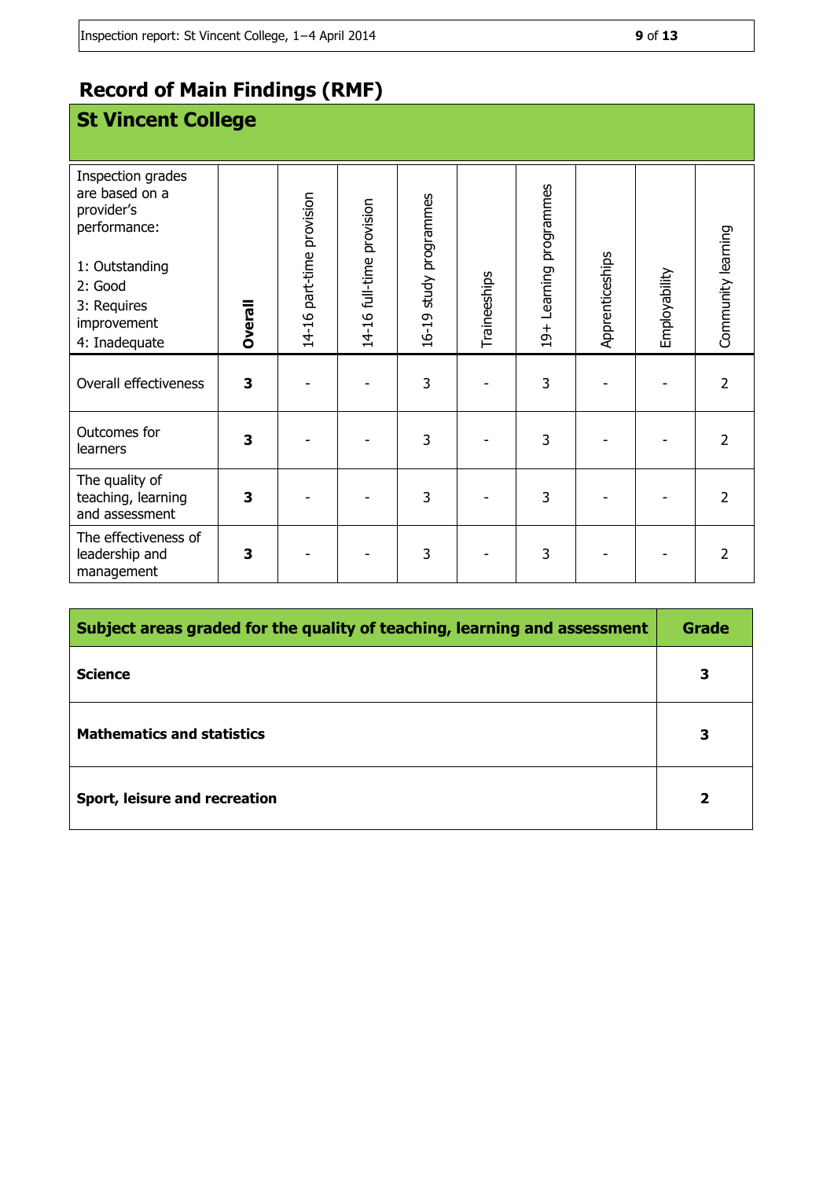# Record of Main Findings (RMF)

## St Vincent College

| Inspection grades are based on a provider's performance:<br><br>1: Outstanding<br>2: Good<br>3: Requires improvement<br>4: Inadequate | **Overall** | 14-16 part-time provision | 14-16 full-time provision | 16-19 study programmes | Traineeships | 19+ Learning programmes | Apprenticeships | Employability | Community learning |
|---|---|---|---|---|---|---|---|---|---|
| Overall effectiveness | **3** | - | - | 3 | - | 3 | - | - | 2 |
| Outcomes for learners | **3** | - | - | 3 | - | 3 | - | - | 2 |
| The quality of teaching, learning and assessment | **3** | - | - | 3 | - | 3 | - | - | 2 |
| The effectiveness of leadership and management | **3** | - | - | 3 | - | 3 | - | - | 2 |

| Subject areas graded for the quality of teaching, learning and assessment | Grade |
|---|---|
| **Science** | **3** |
| **Mathematics and statistics** | **3** |
| **Sport, leisure and recreation** | **2** |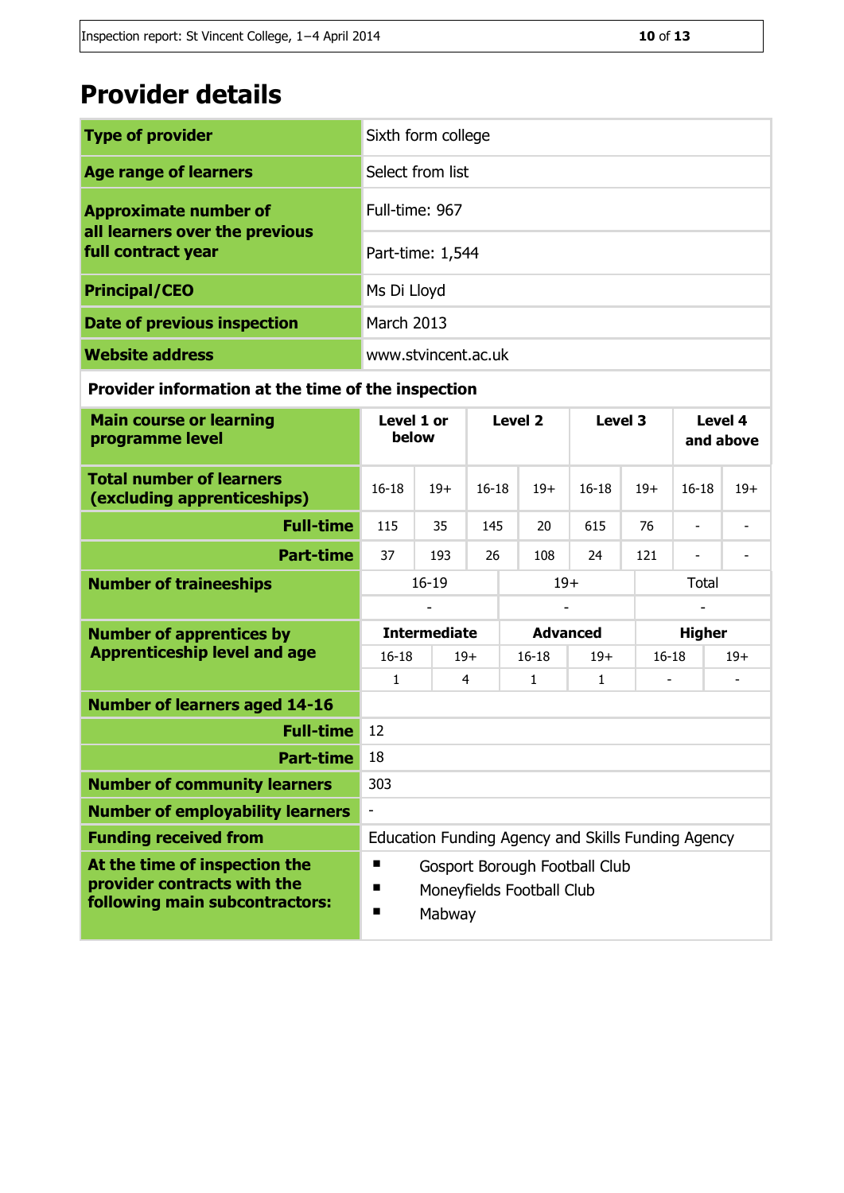# Provider details

| | |
|---|---|
| **Type of provider** | Sixth form college |
| **Age range of learners** | Select from list |
| **Approximate number of all learners over the previous full contract year** | Full-time: 967 |
| | Part-time: 1,544 |
| **Principal/CEO** | Ms Di Lloyd |
| **Date of previous inspection** | March 2013 |
| **Website address** | www.stvincent.ac.uk |

**Provider information at the time of the inspection**

| **Main course or learning programme level** | **Level 1 or below** | | **Level 2** | | **Level 3** | | **Level 4 and above** | |
|---|---|---|---|---|---|---|---|---|
| **Total number of learners (excluding apprenticeships)** | 16-18 | 19+ | 16-18 | 19+ | 16-18 | 19+ | 16-18 | 19+ |
| **Full-time** | 115 | 35 | 145 | 20 | 615 | 76 | - | - |
| **Part-time** | 37 | 193 | 26 | 108 | 24 | 121 | - | - |

| **Number of traineeships** | 16-19 | 19+ | Total |
|---|---|---|---|
| | - | - | - |

| **Number of apprentices by Apprenticeship level and age** | **Intermediate** | | **Advanced** | | **Higher** | |
|---|---|---|---|---|---|---|
| | 16-18 | 19+ | 16-18 | 19+ | 16-18 | 19+ |
| | 1 | 4 | 1 | 1 | - | - |

| | |
|---|---|
| **Number of learners aged 14-16** | |
| **Full-time** | 12 |
| **Part-time** | 18 |
| **Number of community learners** | 303 |
| **Number of employability learners** | - |
| **Funding received from** | Education Funding Agency and Skills Funding Agency |
| **At the time of inspection the provider contracts with the following main subcontractors:** | ▪ Gosport Borough Football Club<br>▪ Moneyfields Football Club<br>▪ Mabway |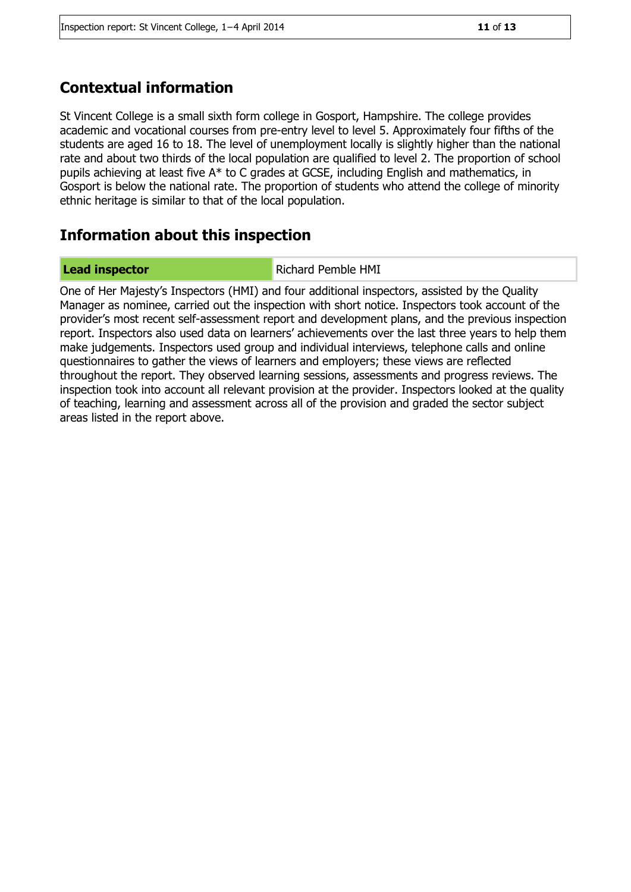## Contextual information

St Vincent College is a small sixth form college in Gosport, Hampshire. The college provides academic and vocational courses from pre-entry level to level 5. Approximately four fifths of the students are aged 16 to 18. The level of unemployment locally is slightly higher than the national rate and about two thirds of the local population are qualified to level 2. The proportion of school pupils achieving at least five A* to C grades at GCSE, including English and mathematics, in Gosport is below the national rate. The proportion of students who attend the college of minority ethnic heritage is similar to that of the local population.

## Information about this inspection

| **Lead inspector** | Richard Pemble HMI |
|---|---|

One of Her Majesty's Inspectors (HMI) and four additional inspectors, assisted by the Quality Manager as nominee, carried out the inspection with short notice. Inspectors took account of the provider's most recent self-assessment report and development plans, and the previous inspection report. Inspectors also used data on learners' achievements over the last three years to help them make judgements. Inspectors used group and individual interviews, telephone calls and online questionnaires to gather the views of learners and employers; these views are reflected throughout the report. They observed learning sessions, assessments and progress reviews. The inspection took into account all relevant provision at the provider. Inspectors looked at the quality of teaching, learning and assessment across all of the provision and graded the sector subject areas listed in the report above.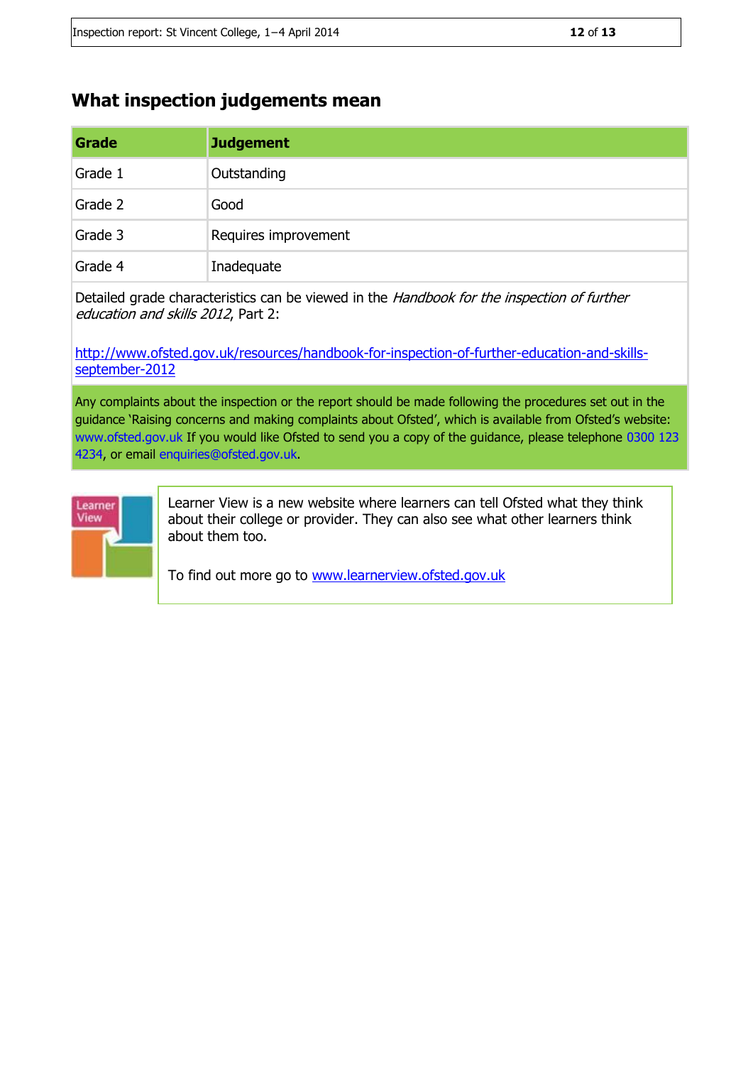## What inspection judgements mean

| Grade | Judgement |
|---|---|
| Grade 1 | Outstanding |
| Grade 2 | Good |
| Grade 3 | Requires improvement |
| Grade 4 | Inadequate |

Detailed grade characteristics can be viewed in the *Handbook for the inspection of further education and skills 2012*, Part 2:

http://www.ofsted.gov.uk/resources/handbook-for-inspection-of-further-education-and-skills-september-2012

Any complaints about the inspection or the report should be made following the procedures set out in the guidance 'Raising concerns and making complaints about Ofsted', which is available from Ofsted's website: www.ofsted.gov.uk If you would like Ofsted to send you a copy of the guidance, please telephone 0300 123 4234, or email enquiries@ofsted.gov.uk.

Learner View is a new website where learners can tell Ofsted what they think about their college or provider. They can also see what other learners think about them too.

To find out more go to www.learnerview.ofsted.gov.uk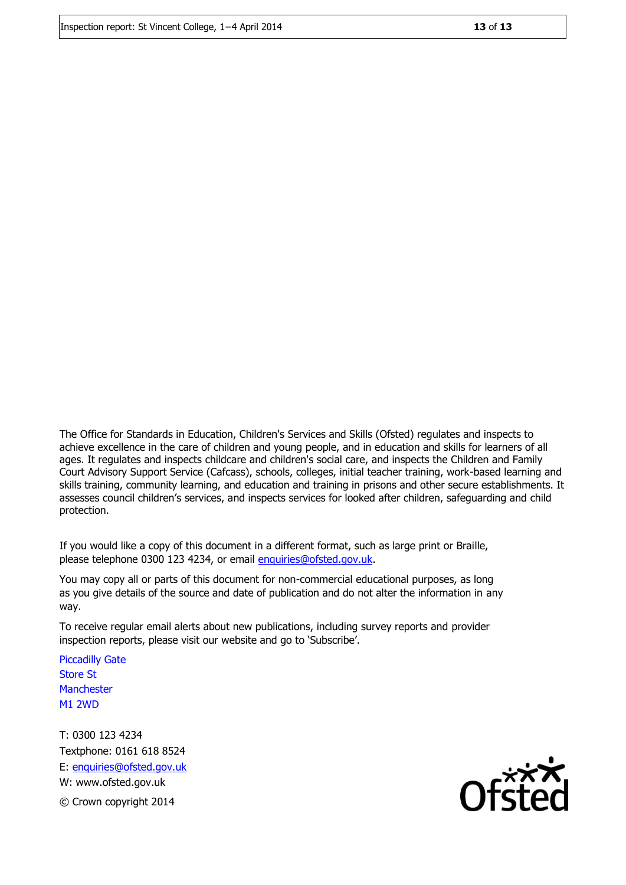The Office for Standards in Education, Children's Services and Skills (Ofsted) regulates and inspects to achieve excellence in the care of children and young people, and in education and skills for learners of all ages. It regulates and inspects childcare and children's social care, and inspects the Children and Family Court Advisory Support Service (Cafcass), schools, colleges, initial teacher training, work-based learning and skills training, community learning, and education and training in prisons and other secure establishments. It assesses council children's services, and inspects services for looked after children, safeguarding and child protection.

If you would like a copy of this document in a different format, such as large print or Braille, please telephone 0300 123 4234, or email enquiries@ofsted.gov.uk.

You may copy all or parts of this document for non-commercial educational purposes, as long as you give details of the source and date of publication and do not alter the information in any way.

To receive regular email alerts about new publications, including survey reports and provider inspection reports, please visit our website and go to 'Subscribe'.

Piccadilly Gate
Store St
Manchester
M1 2WD

T: 0300 123 4234
Textphone: 0161 618 8524
E: enquiries@ofsted.gov.uk
W: www.ofsted.gov.uk

© Crown copyright 2014

Ofsted